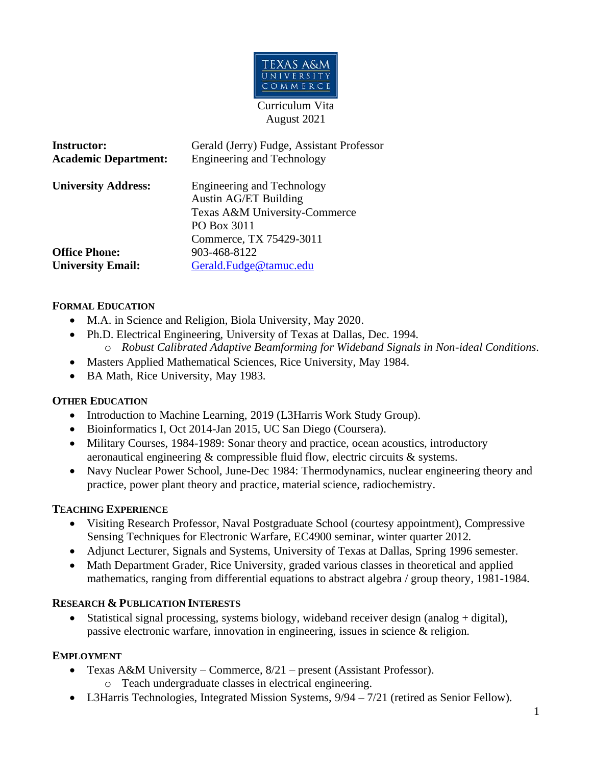TEXAS A&M UNIVERSITY COMMERCE

Curriculum Vita
August 2021

**Instructor:** Gerald (Jerry) Fudge, Assistant Professor
**Academic Department:** Engineering and Technology

**University Address:** Engineering and Technology
Austin AG/ET Building
Texas A&M University-Commerce
PO Box 3011
Commerce, TX 75429-3011
**Office Phone:** 903-468-8122
**University Email:** Gerald.Fudge@tamuc.edu

## FORMAL EDUCATION

- M.A. in Science and Religion, Biola University, May 2020.
- Ph.D. Electrical Engineering, University of Texas at Dallas, Dec. 1994.
  - *Robust Calibrated Adaptive Beamforming for Wideband Signals in Non-ideal Conditions*.
- Masters Applied Mathematical Sciences, Rice University, May 1984.
- BA Math, Rice University, May 1983.

## OTHER EDUCATION

- Introduction to Machine Learning, 2019 (L3Harris Work Study Group).
- Bioinformatics I, Oct 2014-Jan 2015, UC San Diego (Coursera).
- Military Courses, 1984-1989: Sonar theory and practice, ocean acoustics, introductory aeronautical engineering & compressible fluid flow, electric circuits & systems.
- Navy Nuclear Power School, June-Dec 1984: Thermodynamics, nuclear engineering theory and practice, power plant theory and practice, material science, radiochemistry.

## TEACHING EXPERIENCE

- Visiting Research Professor, Naval Postgraduate School (courtesy appointment), Compressive Sensing Techniques for Electronic Warfare, EC4900 seminar, winter quarter 2012.
- Adjunct Lecturer, Signals and Systems, University of Texas at Dallas, Spring 1996 semester.
- Math Department Grader, Rice University, graded various classes in theoretical and applied mathematics, ranging from differential equations to abstract algebra / group theory, 1981-1984.

## RESEARCH & PUBLICATION INTERESTS

- Statistical signal processing, systems biology, wideband receiver design (analog + digital), passive electronic warfare, innovation in engineering, issues in science & religion.

## EMPLOYMENT

- Texas A&M University – Commerce, 8/21 – present (Assistant Professor).
  - Teach undergraduate classes in electrical engineering.
- L3Harris Technologies, Integrated Mission Systems, 9/94 – 7/21 (retired as Senior Fellow).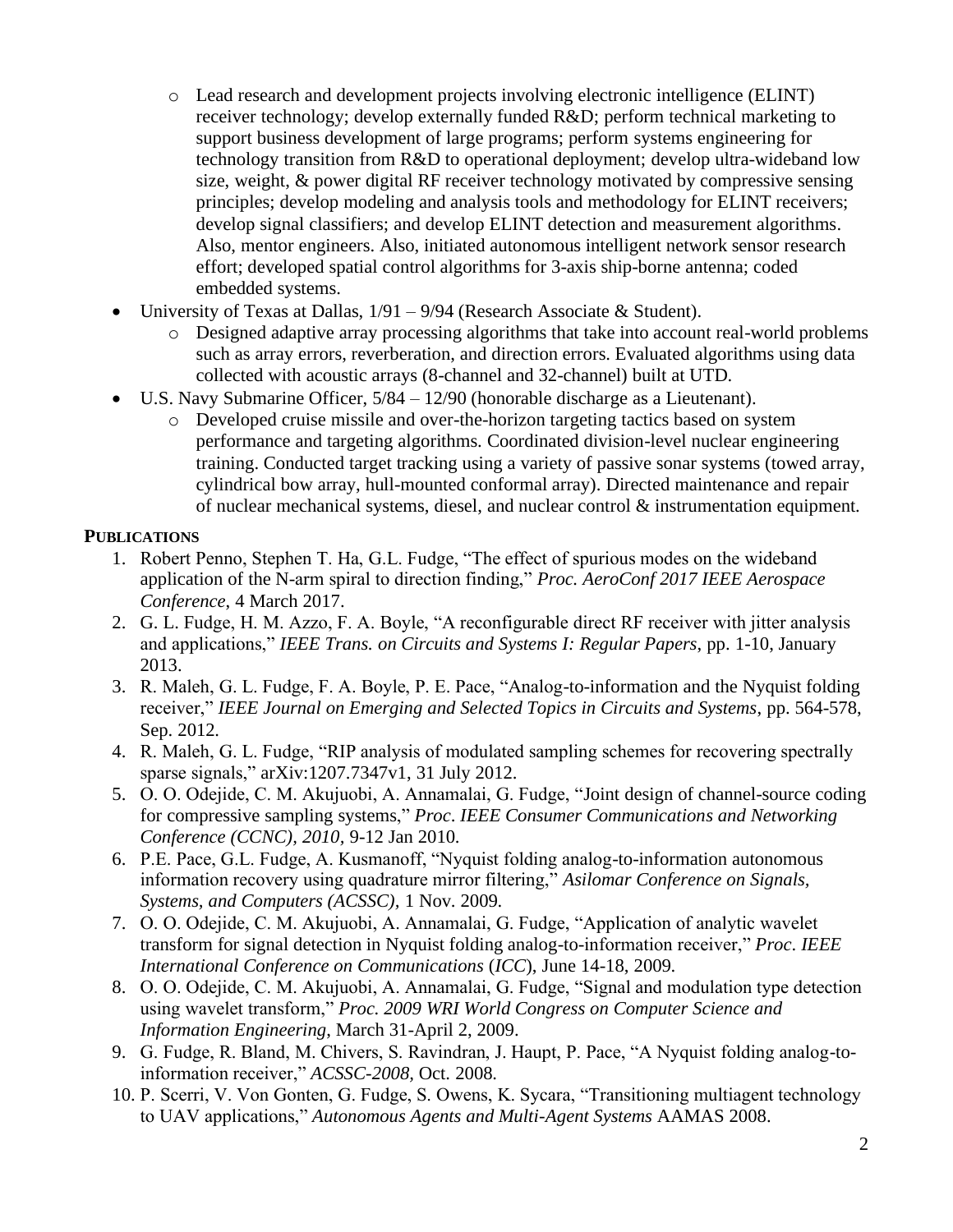- Lead research and development projects involving electronic intelligence (ELINT) receiver technology; develop externally funded R&D; perform technical marketing to support business development of large programs; perform systems engineering for technology transition from R&D to operational deployment; develop ultra-wideband low size, weight, & power digital RF receiver technology motivated by compressive sensing principles; develop modeling and analysis tools and methodology for ELINT receivers; develop signal classifiers; and develop ELINT detection and measurement algorithms. Also, mentor engineers. Also, initiated autonomous intelligent network sensor research effort; developed spatial control algorithms for 3-axis ship-borne antenna; coded embedded systems.

- University of Texas at Dallas, 1/91 – 9/94 (Research Associate & Student).
  - Designed adaptive array processing algorithms that take into account real-world problems such as array errors, reverberation, and direction errors. Evaluated algorithms using data collected with acoustic arrays (8-channel and 32-channel) built at UTD.
- U.S. Navy Submarine Officer, 5/84 – 12/90 (honorable discharge as a Lieutenant).
  - Developed cruise missile and over-the-horizon targeting tactics based on system performance and targeting algorithms. Coordinated division-level nuclear engineering training. Conducted target tracking using a variety of passive sonar systems (towed array, cylindrical bow array, hull-mounted conformal array). Directed maintenance and repair of nuclear mechanical systems, diesel, and nuclear control & instrumentation equipment.

## PUBLICATIONS

1. Robert Penno, Stephen T. Ha, G.L. Fudge, "The effect of spurious modes on the wideband application of the N-arm spiral to direction finding," *Proc. AeroConf 2017 IEEE Aerospace Conference,* 4 March 2017.
2. G. L. Fudge, H. M. Azzo, F. A. Boyle, "A reconfigurable direct RF receiver with jitter analysis and applications," *IEEE Trans. on Circuits and Systems I: Regular Papers*, pp. 1-10, January 2013.
3. R. Maleh, G. L. Fudge, F. A. Boyle, P. E. Pace, "Analog-to-information and the Nyquist folding receiver," *IEEE Journal on Emerging and Selected Topics in Circuits and Systems*, pp. 564-578, Sep. 2012.
4. R. Maleh, G. L. Fudge, "RIP analysis of modulated sampling schemes for recovering spectrally sparse signals," arXiv:1207.7347v1, 31 July 2012.
5. O. O. Odejide, C. M. Akujuobi, A. Annamalai, G. Fudge, "Joint design of channel-source coding for compressive sampling systems," *Proc. IEEE Consumer Communications and Networking Conference (CCNC), 2010,* 9-12 Jan 2010.
6. P.E. Pace, G.L. Fudge, A. Kusmanoff, "Nyquist folding analog-to-information autonomous information recovery using quadrature mirror filtering," *Asilomar Conference on Signals, Systems, and Computers (ACSSC),* 1 Nov. 2009.
7. O. O. Odejide, C. M. Akujuobi, A. Annamalai, G. Fudge, "Application of analytic wavelet transform for signal detection in Nyquist folding analog-to-information receiver," *Proc. IEEE International Conference on Communications* (*ICC*), June 14-18, 2009.
8. O. O. Odejide, C. M. Akujuobi, A. Annamalai, G. Fudge, "Signal and modulation type detection using wavelet transform," *Proc. 2009 WRI World Congress on Computer Science and Information Engineering*, March 31-April 2, 2009.
9. G. Fudge, R. Bland, M. Chivers, S. Ravindran, J. Haupt, P. Pace, "A Nyquist folding analog-to-information receiver," *ACSSC-2008*, Oct. 2008.
10. P. Scerri, V. Von Gonten, G. Fudge, S. Owens, K. Sycara, "Transitioning multiagent technology to UAV applications," *Autonomous Agents and Multi-Agent Systems* AAMAS 2008.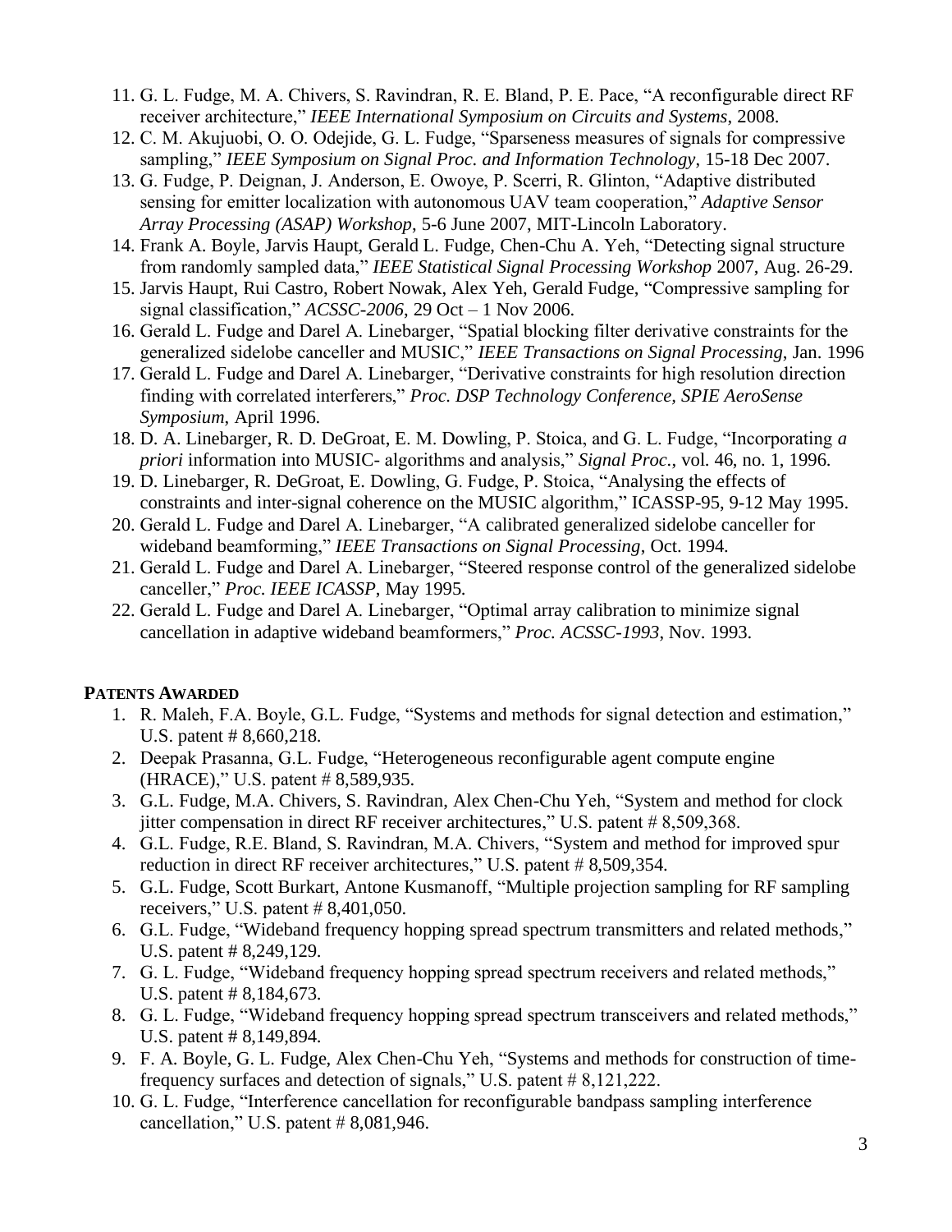11. G. L. Fudge, M. A. Chivers, S. Ravindran, R. E. Bland, P. E. Pace, "A reconfigurable direct RF receiver architecture," *IEEE International Symposium on Circuits and Systems*, 2008.
12. C. M. Akujuobi, O. O. Odejide, G. L. Fudge, "Sparseness measures of signals for compressive sampling," *IEEE Symposium on Signal Proc. and Information Technology*, 15-18 Dec 2007.
13. G. Fudge, P. Deignan, J. Anderson, E. Owoye, P. Scerri, R. Glinton, "Adaptive distributed sensing for emitter localization with autonomous UAV team cooperation," *Adaptive Sensor Array Processing (ASAP) Workshop*, 5-6 June 2007, MIT-Lincoln Laboratory.
14. Frank A. Boyle, Jarvis Haupt, Gerald L. Fudge, Chen-Chu A. Yeh, "Detecting signal structure from randomly sampled data," *IEEE Statistical Signal Processing Workshop* 2007, Aug. 26-29.
15. Jarvis Haupt, Rui Castro, Robert Nowak, Alex Yeh, Gerald Fudge, "Compressive sampling for signal classification," *ACSSC-2006*, 29 Oct – 1 Nov 2006.
16. Gerald L. Fudge and Darel A. Linebarger, "Spatial blocking filter derivative constraints for the generalized sidelobe canceller and MUSIC," *IEEE Transactions on Signal Processing*, Jan. 1996
17. Gerald L. Fudge and Darel A. Linebarger, "Derivative constraints for high resolution direction finding with correlated interferers," *Proc. DSP Technology Conference, SPIE AeroSense Symposium*, April 1996.
18. D. A. Linebarger, R. D. DeGroat, E. M. Dowling, P. Stoica, and G. L. Fudge, "Incorporating *a priori* information into MUSIC- algorithms and analysis," *Signal Proc.*, vol. 46, no. 1, 1996.
19. D. Linebarger, R. DeGroat, E. Dowling, G. Fudge, P. Stoica, "Analysing the effects of constraints and inter-signal coherence on the MUSIC algorithm," ICASSP-95, 9-12 May 1995.
20. Gerald L. Fudge and Darel A. Linebarger, "A calibrated generalized sidelobe canceller for wideband beamforming," *IEEE Transactions on Signal Processing*, Oct. 1994.
21. Gerald L. Fudge and Darel A. Linebarger, "Steered response control of the generalized sidelobe canceller," *Proc. IEEE ICASSP*, May 1995.
22. Gerald L. Fudge and Darel A. Linebarger, "Optimal array calibration to minimize signal cancellation in adaptive wideband beamformers," *Proc. ACSSC-1993*, Nov. 1993.

**PATENTS AWARDED**

1. R. Maleh, F.A. Boyle, G.L. Fudge, "Systems and methods for signal detection and estimation," U.S. patent # 8,660,218.
2. Deepak Prasanna, G.L. Fudge, "Heterogeneous reconfigurable agent compute engine (HRACE)," U.S. patent # 8,589,935.
3. G.L. Fudge, M.A. Chivers, S. Ravindran, Alex Chen-Chu Yeh, "System and method for clock jitter compensation in direct RF receiver architectures," U.S. patent # 8,509,368.
4. G.L. Fudge, R.E. Bland, S. Ravindran, M.A. Chivers, "System and method for improved spur reduction in direct RF receiver architectures," U.S. patent # 8,509,354.
5. G.L. Fudge, Scott Burkart, Antone Kusmanoff, "Multiple projection sampling for RF sampling receivers," U.S. patent # 8,401,050.
6. G.L. Fudge, "Wideband frequency hopping spread spectrum transmitters and related methods," U.S. patent # 8,249,129.
7. G. L. Fudge, "Wideband frequency hopping spread spectrum receivers and related methods," U.S. patent # 8,184,673.
8. G. L. Fudge, "Wideband frequency hopping spread spectrum transceivers and related methods," U.S. patent # 8,149,894.
9. F. A. Boyle, G. L. Fudge, Alex Chen-Chu Yeh, "Systems and methods for construction of time-frequency surfaces and detection of signals," U.S. patent # 8,121,222.
10. G. L. Fudge, "Interference cancellation for reconfigurable bandpass sampling interference cancellation," U.S. patent # 8,081,946.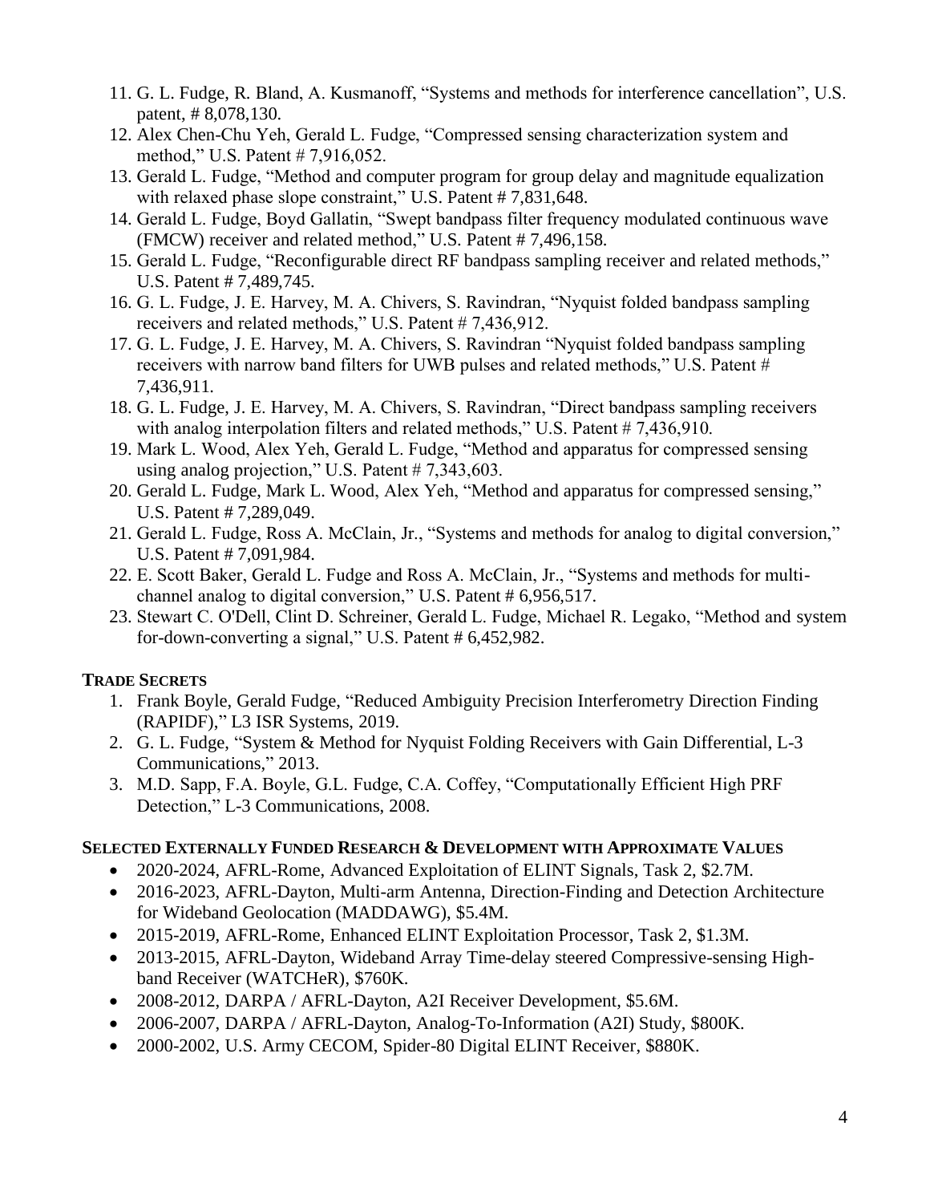11. G. L. Fudge, R. Bland, A. Kusmanoff, "Systems and methods for interference cancellation", U.S. patent, # 8,078,130.
12. Alex Chen-Chu Yeh, Gerald L. Fudge, "Compressed sensing characterization system and method," U.S. Patent # 7,916,052.
13. Gerald L. Fudge, "Method and computer program for group delay and magnitude equalization with relaxed phase slope constraint," U.S. Patent # 7,831,648.
14. Gerald L. Fudge, Boyd Gallatin, "Swept bandpass filter frequency modulated continuous wave (FMCW) receiver and related method," U.S. Patent # 7,496,158.
15. Gerald L. Fudge, "Reconfigurable direct RF bandpass sampling receiver and related methods," U.S. Patent # 7,489,745.
16. G. L. Fudge, J. E. Harvey, M. A. Chivers, S. Ravindran, "Nyquist folded bandpass sampling receivers and related methods," U.S. Patent # 7,436,912.
17. G. L. Fudge, J. E. Harvey, M. A. Chivers, S. Ravindran "Nyquist folded bandpass sampling receivers with narrow band filters for UWB pulses and related methods," U.S. Patent # 7,436,911.
18. G. L. Fudge, J. E. Harvey, M. A. Chivers, S. Ravindran, "Direct bandpass sampling receivers with analog interpolation filters and related methods," U.S. Patent # 7,436,910.
19. Mark L. Wood, Alex Yeh, Gerald L. Fudge, "Method and apparatus for compressed sensing using analog projection," U.S. Patent # 7,343,603.
20. Gerald L. Fudge, Mark L. Wood, Alex Yeh, "Method and apparatus for compressed sensing," U.S. Patent # 7,289,049.
21. Gerald L. Fudge, Ross A. McClain, Jr., "Systems and methods for analog to digital conversion," U.S. Patent # 7,091,984.
22. E. Scott Baker, Gerald L. Fudge and Ross A. McClain, Jr., "Systems and methods for multi-channel analog to digital conversion," U.S. Patent # 6,956,517.
23. Stewart C. O'Dell, Clint D. Schreiner, Gerald L. Fudge, Michael R. Legako, "Method and system for-down-converting a signal," U.S. Patent # 6,452,982.

### TRADE SECRETS

1. Frank Boyle, Gerald Fudge, "Reduced Ambiguity Precision Interferometry Direction Finding (RAPIDF)," L3 ISR Systems, 2019.
2. G. L. Fudge, "System & Method for Nyquist Folding Receivers with Gain Differential, L-3 Communications," 2013.
3. M.D. Sapp, F.A. Boyle, G.L. Fudge, C.A. Coffey, "Computationally Efficient High PRF Detection," L-3 Communications, 2008.

### SELECTED EXTERNALLY FUNDED RESEARCH & DEVELOPMENT WITH APPROXIMATE VALUES

- 2020-2024, AFRL-Rome, Advanced Exploitation of ELINT Signals, Task 2, $2.7M.
- 2016-2023, AFRL-Dayton, Multi-arm Antenna, Direction-Finding and Detection Architecture for Wideband Geolocation (MADDAWG), $5.4M.
- 2015-2019, AFRL-Rome, Enhanced ELINT Exploitation Processor, Task 2, $1.3M.
- 2013-2015, AFRL-Dayton, Wideband Array Time-delay steered Compressive-sensing High-band Receiver (WATCHeR), $760K.
- 2008-2012, DARPA / AFRL-Dayton, A2I Receiver Development, $5.6M.
- 2006-2007, DARPA / AFRL-Dayton, Analog-To-Information (A2I) Study, $800K.
- 2000-2002, U.S. Army CECOM, Spider-80 Digital ELINT Receiver, $880K.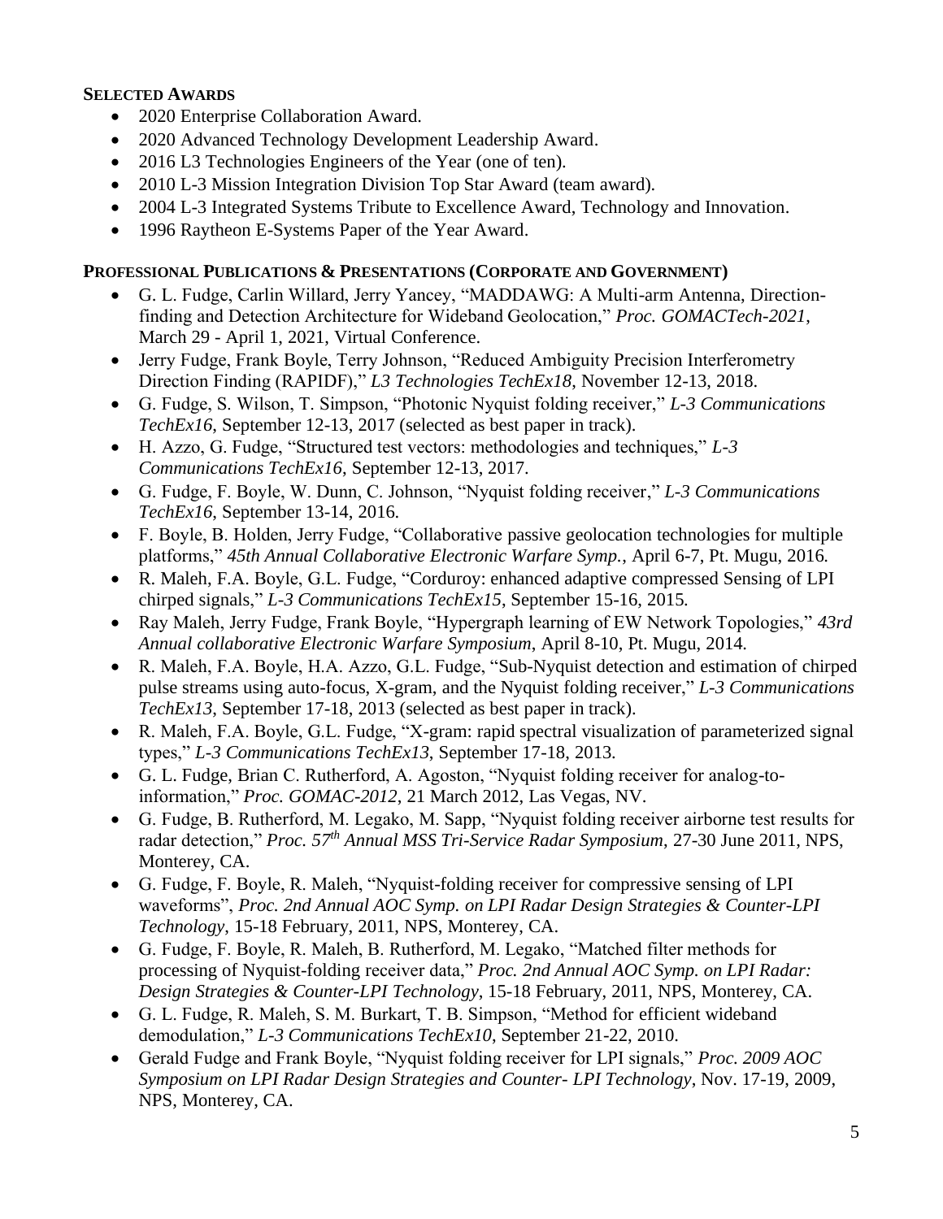## **SELECTED AWARDS**

- 2020 Enterprise Collaboration Award.
- 2020 Advanced Technology Development Leadership Award.
- 2016 L3 Technologies Engineers of the Year (one of ten).
- 2010 L-3 Mission Integration Division Top Star Award (team award).
- 2004 L-3 Integrated Systems Tribute to Excellence Award, Technology and Innovation.
- 1996 Raytheon E-Systems Paper of the Year Award.

## **PROFESSIONAL PUBLICATIONS & PRESENTATIONS (CORPORATE AND GOVERNMENT)**

- G. L. Fudge, Carlin Willard, Jerry Yancey, "MADDAWG: A Multi-arm Antenna, Direction-finding and Detection Architecture for Wideband Geolocation," *Proc. GOMACTech-2021*, March 29 - April 1, 2021, Virtual Conference.
- Jerry Fudge, Frank Boyle, Terry Johnson, "Reduced Ambiguity Precision Interferometry Direction Finding (RAPIDF)," *L3 Technologies TechEx18*, November 12-13, 2018.
- G. Fudge, S. Wilson, T. Simpson, "Photonic Nyquist folding receiver," *L-3 Communications TechEx16*, September 12-13, 2017 (selected as best paper in track).
- H. Azzo, G. Fudge, "Structured test vectors: methodologies and techniques," *L-3 Communications TechEx16*, September 12-13, 2017.
- G. Fudge, F. Boyle, W. Dunn, C. Johnson, "Nyquist folding receiver," *L-3 Communications TechEx16*, September 13-14, 2016.
- F. Boyle, B. Holden, Jerry Fudge, "Collaborative passive geolocation technologies for multiple platforms," *45th Annual Collaborative Electronic Warfare Symp.*, April 6-7, Pt. Mugu, 2016.
- R. Maleh, F.A. Boyle, G.L. Fudge, "Corduroy: enhanced adaptive compressed Sensing of LPI chirped signals," *L-3 Communications TechEx15*, September 15-16, 2015.
- Ray Maleh, Jerry Fudge, Frank Boyle, "Hypergraph learning of EW Network Topologies," *43rd Annual collaborative Electronic Warfare Symposium*, April 8-10, Pt. Mugu, 2014.
- R. Maleh, F.A. Boyle, H.A. Azzo, G.L. Fudge, "Sub-Nyquist detection and estimation of chirped pulse streams using auto-focus, X-gram, and the Nyquist folding receiver," *L-3 Communications TechEx13*, September 17-18, 2013 (selected as best paper in track).
- R. Maleh, F.A. Boyle, G.L. Fudge, "X-gram: rapid spectral visualization of parameterized signal types," *L-3 Communications TechEx13*, September 17-18, 2013.
- G. L. Fudge, Brian C. Rutherford, A. Agoston, "Nyquist folding receiver for analog-to-information," *Proc. GOMAC-2012*, 21 March 2012, Las Vegas, NV.
- G. Fudge, B. Rutherford, M. Legako, M. Sapp, "Nyquist folding receiver airborne test results for radar detection," *Proc. 57th Annual MSS Tri-Service Radar Symposium*, 27-30 June 2011, NPS, Monterey, CA.
- G. Fudge, F. Boyle, R. Maleh, "Nyquist-folding receiver for compressive sensing of LPI waveforms", *Proc. 2nd Annual AOC Symp. on LPI Radar Design Strategies & Counter-LPI Technology*, 15-18 February, 2011, NPS, Monterey, CA.
- G. Fudge, F. Boyle, R. Maleh, B. Rutherford, M. Legako, "Matched filter methods for processing of Nyquist-folding receiver data," *Proc. 2nd Annual AOC Symp. on LPI Radar: Design Strategies & Counter-LPI Technology*, 15-18 February, 2011, NPS, Monterey, CA.
- G. L. Fudge, R. Maleh, S. M. Burkart, T. B. Simpson, "Method for efficient wideband demodulation," *L-3 Communications TechEx10*, September 21-22, 2010.
- Gerald Fudge and Frank Boyle, "Nyquist folding receiver for LPI signals," *Proc. 2009 AOC Symposium on LPI Radar Design Strategies and Counter- LPI Technology*, Nov. 17-19, 2009, NPS, Monterey, CA.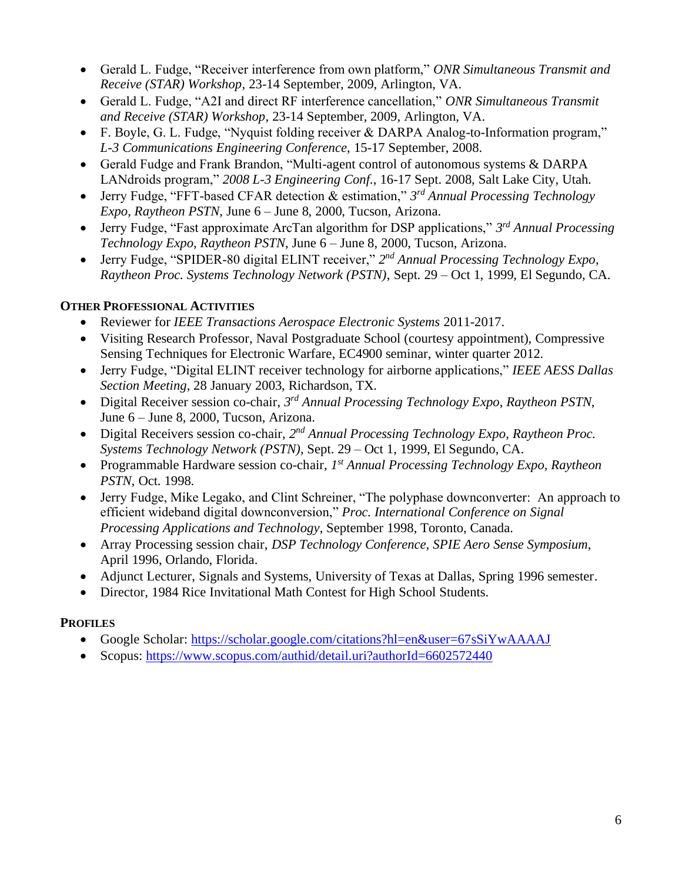- Gerald L. Fudge, "Receiver interference from own platform," *ONR Simultaneous Transmit and Receive (STAR) Workshop*, 23-14 September, 2009, Arlington, VA.
- Gerald L. Fudge, "A2I and direct RF interference cancellation," *ONR Simultaneous Transmit and Receive (STAR) Workshop*, 23-14 September, 2009, Arlington, VA.
- F. Boyle, G. L. Fudge, "Nyquist folding receiver & DARPA Analog-to-Information program," *L-3 Communications Engineering Conference*, 15-17 September, 2008.
- Gerald Fudge and Frank Brandon, "Multi-agent control of autonomous systems & DARPA LANdroids program," *2008 L-3 Engineering Conf.*, 16-17 Sept. 2008, Salt Lake City, Utah.
- Jerry Fudge, "FFT-based CFAR detection & estimation," *3rd Annual Processing Technology Expo*, *Raytheon PSTN*, June 6 – June 8, 2000, Tucson, Arizona.
- Jerry Fudge, "Fast approximate ArcTan algorithm for DSP applications," *3rd Annual Processing Technology Expo*, *Raytheon PSTN*, June 6 – June 8, 2000, Tucson, Arizona.
- Jerry Fudge, "SPIDER-80 digital ELINT receiver," *2nd Annual Processing Technology Expo*, *Raytheon Proc. Systems Technology Network (PSTN)*, Sept. 29 – Oct 1, 1999, El Segundo, CA.

## OTHER PROFESSIONAL ACTIVITIES

- Reviewer for *IEEE Transactions Aerospace Electronic Systems* 2011-2017.
- Visiting Research Professor, Naval Postgraduate School (courtesy appointment), Compressive Sensing Techniques for Electronic Warfare, EC4900 seminar, winter quarter 2012.
- Jerry Fudge, "Digital ELINT receiver technology for airborne applications," *IEEE AESS Dallas Section Meeting*, 28 January 2003, Richardson, TX.
- Digital Receiver session co-chair, *3rd Annual Processing Technology Expo*, *Raytheon PSTN*, June 6 – June 8, 2000, Tucson, Arizona.
- Digital Receivers session co-chair, *2nd Annual Processing Technology Expo*, *Raytheon Proc. Systems Technology Network (PSTN)*, Sept. 29 – Oct 1, 1999, El Segundo, CA.
- Programmable Hardware session co-chair, *1st Annual Processing Technology Expo*, *Raytheon PSTN*, Oct. 1998.
- Jerry Fudge, Mike Legako, and Clint Schreiner, "The polyphase downconverter: An approach to efficient wideband digital downconversion," *Proc. International Conference on Signal Processing Applications and Technology*, September 1998, Toronto, Canada.
- Array Processing session chair, *DSP Technology Conference, SPIE Aero Sense Symposium*, April 1996, Orlando, Florida.
- Adjunct Lecturer, Signals and Systems, University of Texas at Dallas, Spring 1996 semester.
- Director, 1984 Rice Invitational Math Contest for High School Students.

## PROFILES

- Google Scholar: https://scholar.google.com/citations?hl=en&user=67sSiYwAAAAJ
- Scopus: https://www.scopus.com/authid/detail.uri?authorId=6602572440